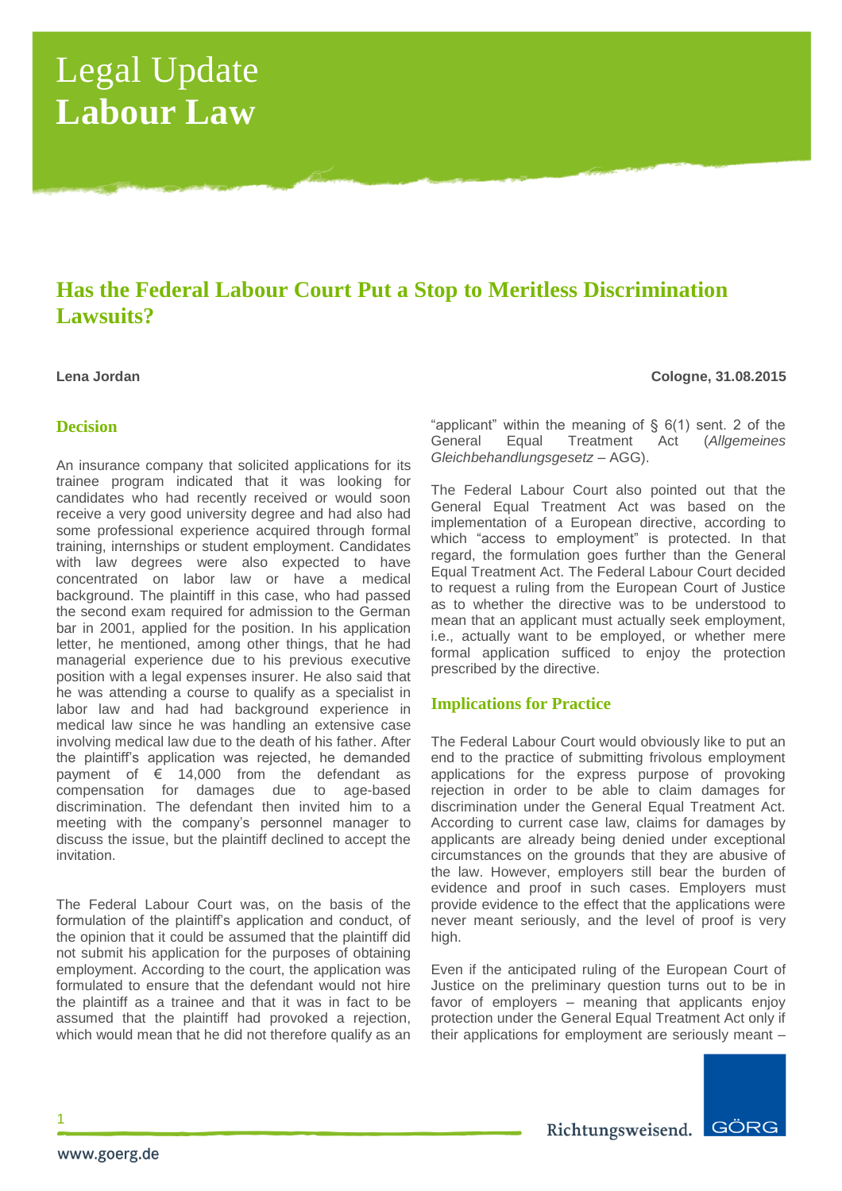# Legal Update
# Labour Law

## Has the Federal Labour Court Put a Stop to Meritless Discrimination Lawsuits?

**Lena Jordan** **Cologne, 31.08.2015**

### Decision

An insurance company that solicited applications for its trainee program indicated that it was looking for candidates who had recently received or would soon receive a very good university degree and had also had some professional experience acquired through formal training, internships or student employment. Candidates with law degrees were also expected to have concentrated on labor law or have a medical background. The plaintiff in this case, who had passed the second exam required for admission to the German bar in 2001, applied for the position. In his application letter, he mentioned, among other things, that he had managerial experience due to his previous executive position with a legal expenses insurer. He also said that he was attending a course to qualify as a specialist in labor law and had had background experience in medical law since he was handling an extensive case involving medical law due to the death of his father. After the plaintiff's application was rejected, he demanded payment of € 14,000 from the defendant as compensation for damages due to age-based discrimination. The defendant then invited him to a meeting with the company's personnel manager to discuss the issue, but the plaintiff declined to accept the invitation.

The Federal Labour Court was, on the basis of the formulation of the plaintiff's application and conduct, of the opinion that it could be assumed that the plaintiff did not submit his application for the purposes of obtaining employment. According to the court, the application was formulated to ensure that the defendant would not hire the plaintiff as a trainee and that it was in fact to be assumed that the plaintiff had provoked a rejection, which would mean that he did not therefore qualify as an "applicant" within the meaning of § 6(1) sent. 2 of the General Equal Treatment Act (*Allgemeines Gleichbehandlungsgesetz* – AGG).

The Federal Labour Court also pointed out that the General Equal Treatment Act was based on the implementation of a European directive, according to which "access to employment" is protected. In that regard, the formulation goes further than the General Equal Treatment Act. The Federal Labour Court decided to request a ruling from the European Court of Justice as to whether the directive was to be understood to mean that an applicant must actually seek employment, i.e., actually want to be employed, or whether mere formal application sufficed to enjoy the protection prescribed by the directive.

### Implications for Practice

The Federal Labour Court would obviously like to put an end to the practice of submitting frivolous employment applications for the express purpose of provoking rejection in order to be able to claim damages for discrimination under the General Equal Treatment Act. According to current case law, claims for damages by applicants are already being denied under exceptional circumstances on the grounds that they are abusive of the law. However, employers still bear the burden of evidence and proof in such cases. Employers must provide evidence to the effect that the applications were never meant seriously, and the level of proof is very high.

Even if the anticipated ruling of the European Court of Justice on the preliminary question turns out to be in favor of employers – meaning that applicants enjoy protection under the General Equal Treatment Act only if their applications for employment are seriously meant –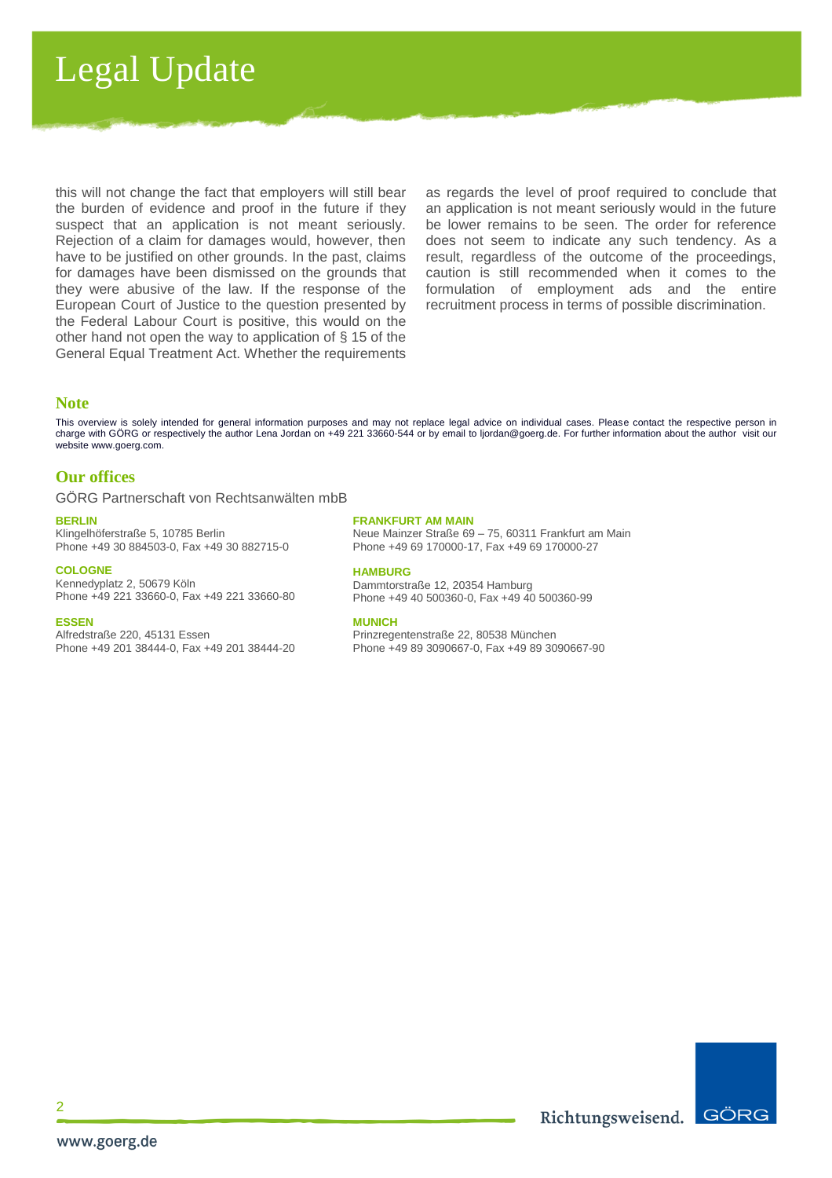this will not change the fact that employers will still bear the burden of evidence and proof in the future if they suspect that an application is not meant seriously. Rejection of a claim for damages would, however, then have to be justified on other grounds. In the past, claims for damages have been dismissed on the grounds that they were abusive of the law. If the response of the European Court of Justice to the question presented by the Federal Labour Court is positive, this would on the other hand not open the way to application of § 15 of the General Equal Treatment Act. Whether the requirements as regards the level of proof required to conclude that an application is not meant seriously would in the future be lower remains to be seen. The order for reference does not seem to indicate any such tendency. As a result, regardless of the outcome of the proceedings, caution is still recommended when it comes to the formulation of employment ads and the entire recruitment process in terms of possible discrimination.

## Note

This overview is solely intended for general information purposes and may not replace legal advice on individual cases. Please contact the respective person in charge with GÖRG or respectively the author Lena Jordan on +49 221 33660-544 or by email to ljordan@goerg.de. For further information about the author visit our website www.goerg.com.

## Our offices

GÖRG Partnerschaft von Rechtsanwälten mbB

**BERLIN**
Klingelhöferstraße 5, 10785 Berlin
Phone +49 30 884503-0, Fax +49 30 882715-0

**COLOGNE**
Kennedyplatz 2, 50679 Köln
Phone +49 221 33660-0, Fax +49 221 33660-80

**ESSEN**
Alfredstraße 220, 45131 Essen
Phone +49 201 38444-0, Fax +49 201 38444-20

**FRANKFURT AM MAIN**
Neue Mainzer Straße 69 – 75, 60311 Frankfurt am Main
Phone +49 69 170000-17, Fax +49 69 170000-27

**HAMBURG**
Dammtorstraße 12, 20354 Hamburg
Phone +49 40 500360-0, Fax +49 40 500360-99

**MUNICH**
Prinzregentenstraße 22, 80538 München
Phone +49 89 3090667-0, Fax +49 89 3090667-90

Richtungsweisend. GÖRG